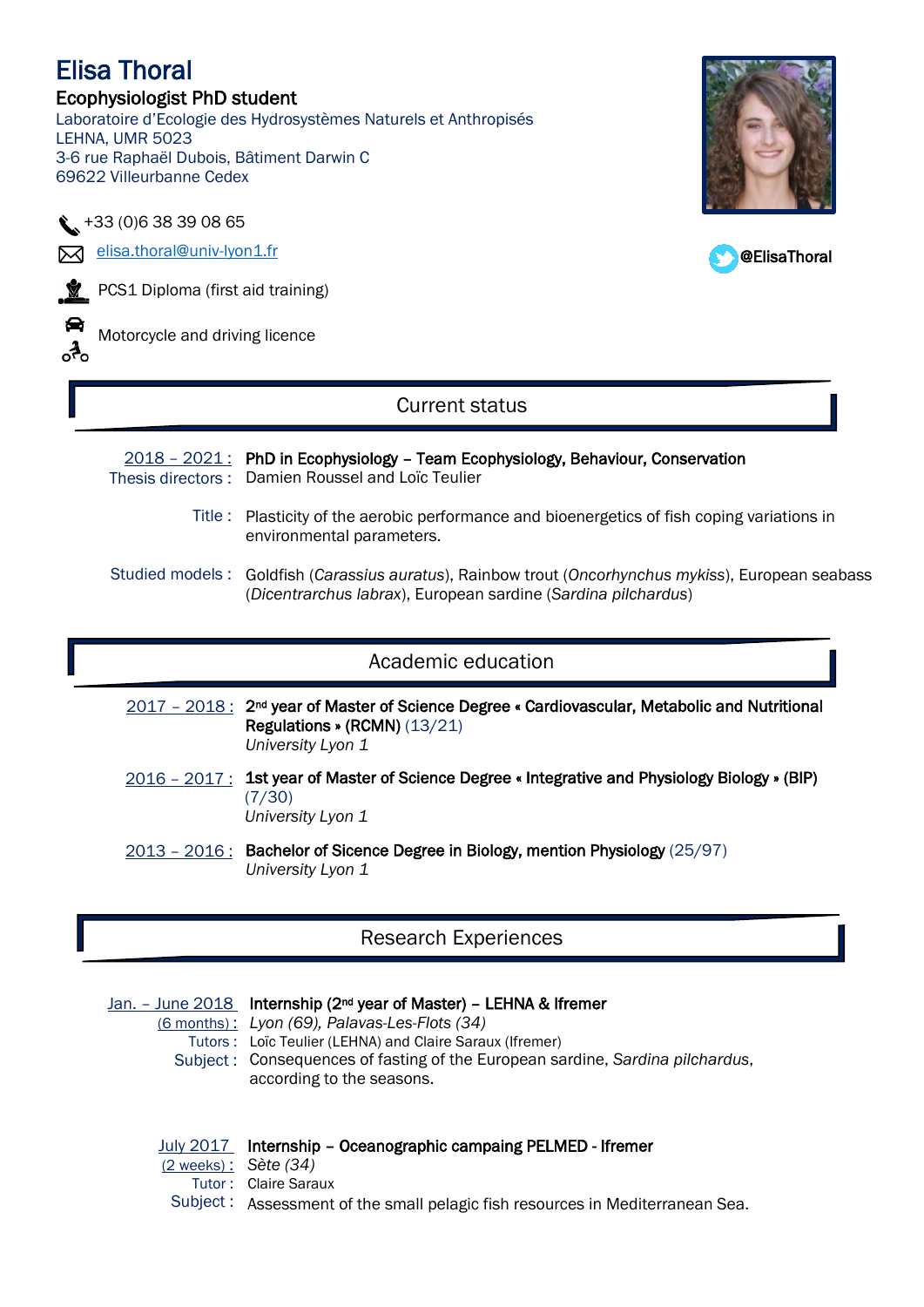# Elisa Thoral

**Ecophysiologist PhD student**

Laboratoire d'Ecologie des Hydrosystèmes Naturels et Anthropisés
LEHNA, UMR 5023
3-6 rue Raphaël Dubois, Bâtiment Darwin C
69622 Villeurbanne Cedex

+33 (0)6 38 39 08 65

elisa.thoral@univ-lyon1.fr

@ElisaThoral

PCS1 Diploma (first aid training)

Motorcycle and driving licence

## Current status

**2018 – 2021 :** **PHD in Ecophysiology – Team Ecophysiology, Behaviour, Conservation**
Thesis directors : Damien Roussel and Loïc Teulier

Title : Plasticity of the aerobic performance and bioenergetics of fish coping variations in environmental parameters.

Studied models : Goldfish (*Carassius auratus*), Rainbow trout (*Oncorhynchus mykiss*), European seabass (*Dicentrarchus labrax*), European sardine (*Sardina pilchardus*)

## Academic education

**2017 – 2018 :** **2nd year of Master of Science Degree « Cardiovascular, Metabolic and Nutritional Regulations » (RCMN)** (13/21)
*University Lyon 1*

**2016 – 2017 :** **1st year of Master of Science Degree « Integrative and Physiology Biology » (BIP)** (7/30)
*University Lyon 1*

**2013 – 2016 :** **Bachelor of Sicence Degree in Biology, mention Physiology** (25/97)
*University Lyon 1*

## Research Experiences

**Jan. – June 2018 (6 months) :** **Internship (2nd year of Master) – LEHNA & Ifremer**
*Lyon (69), Palavas-Les-Flots (34)*
Tutors : Loïc Teulier (LEHNA) and Claire Saraux (Ifremer)
Subject : Consequences of fasting of the European sardine, *Sardina pilchardus*, according to the seasons.

**July 2017 (2 weeks) :** **Internship – Oceanographic campaing PELMED - Ifremer**
*Sète (34)*
Tutor : Claire Saraux
Subject : Assessment of the small pelagic fish resources in Mediterranean Sea.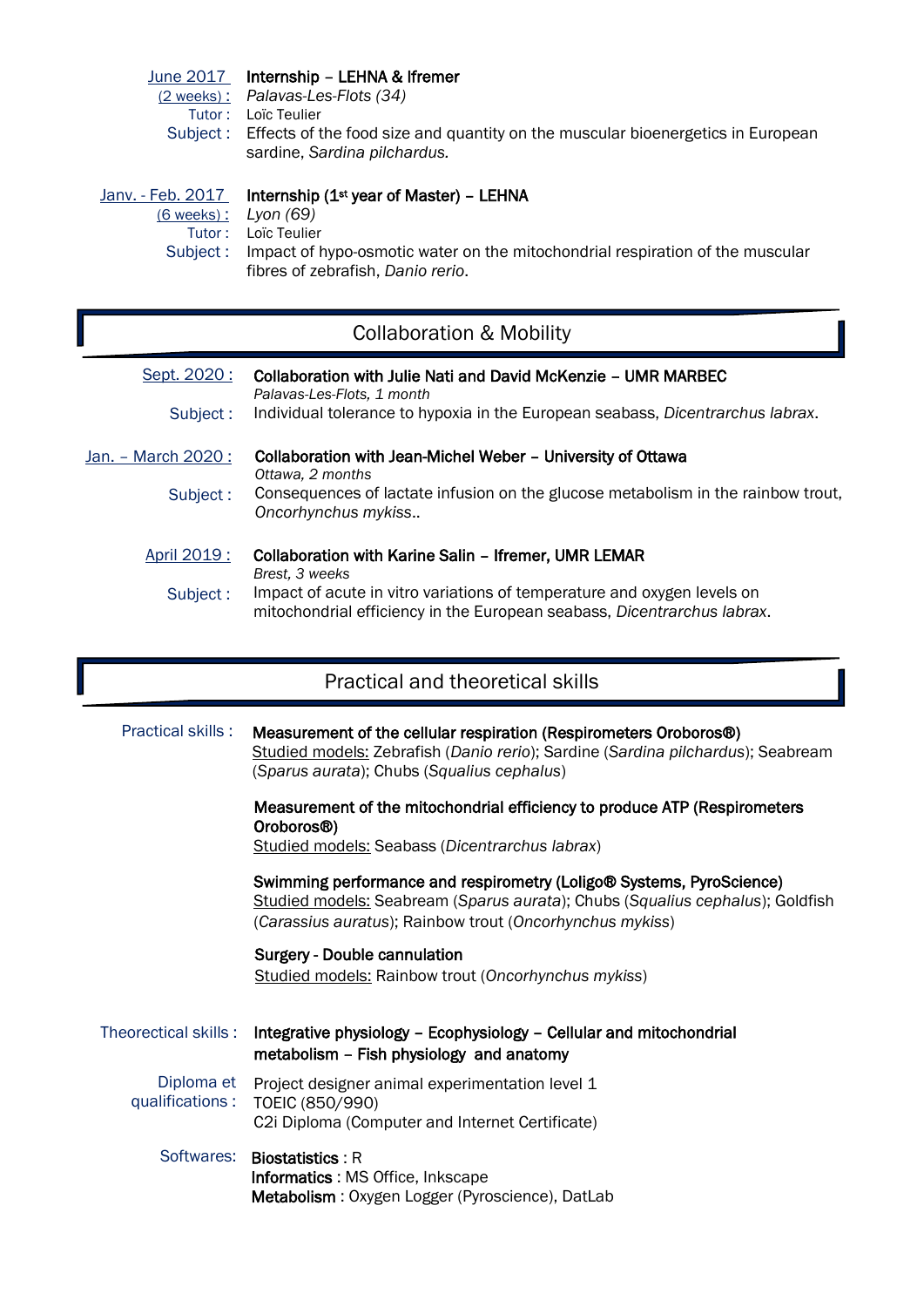June 2017 (2 weeks) : **Internship – LEHNA & Ifremer**
*Palavas-Les-Flots (34)*
Tutor : Loïc Teulier
Subject : Effects of the food size and quantity on the muscular bioenergetics in European sardine, *Sardina pilchardus.*

Janv. - Feb. 2017 (6 weeks) : **Internship (1st year of Master) – LEHNA**
*Lyon (69)*
Tutor : Loïc Teulier
Subject : Impact of hypo-osmotic water on the mitochondrial respiration of the muscular fibres of zebrafish, *Danio rerio*.

## Collaboration & Mobility

Sept. 2020 : **Collaboration with Julie Nati and David McKenzie – UMR MARBEC**
*Palavas-Les-Flots, 1 month*
Subject : Individual tolerance to hypoxia in the European seabass, *Dicentrarchus labrax*.

Jan. – March 2020 : **Collaboration with Jean-Michel Weber – University of Ottawa**
*Ottawa, 2 months*
Subject : Consequences of lactate infusion on the glucose metabolism in the rainbow trout, *Oncorhynchus mykiss*..

April 2019 : **Collaboration with Karine Salin – Ifremer, UMR LEMAR**
*Brest, 3 weeks*
Subject : Impact of acute in vitro variations of temperature and oxygen levels on mitochondrial efficiency in the European seabass, *Dicentrarchus labrax*.

## Practical and theoretical skills

Practical skills :

**Measurement of the cellular respiration (Respirometers Oroboros®)**
Studied models: Zebrafish (*Danio rerio*); Sardine (*Sardina pilchardus*); Seabream (*Sparus aurata*); Chubs (*Squalius cephalus*)

**Measurement of the mitochondrial efficiency to produce ATP (Respirometers Oroboros®)**
Studied models: Seabass (*Dicentrarchus labrax*)

**Swimming performance and respirometry (Loligo® Systems, PyroScience)**
Studied models: Seabream (*Sparus aurata*); Chubs (*Squalius cephalus*); Goldfish (*Carassius auratus*); Rainbow trout (*Oncorhynchus mykiss*)

**Surgery - Double cannulation**
Studied models: Rainbow trout (*Oncorhynchus mykiss*)

Theorectical skills : **Integrative physiology – Ecophysiology – Cellular and mitochondrial metabolism – Fish physiology and anatomy**

Diploma et qualifications :
Project designer animal experimentation level 1
TOEIC (850/990)
C2i Diploma (Computer and Internet Certificate)

Softwares:
**Biostatistics** : R
**Informatics** : MS Office, Inkscape
**Metabolism** : Oxygen Logger (Pyroscience), DatLab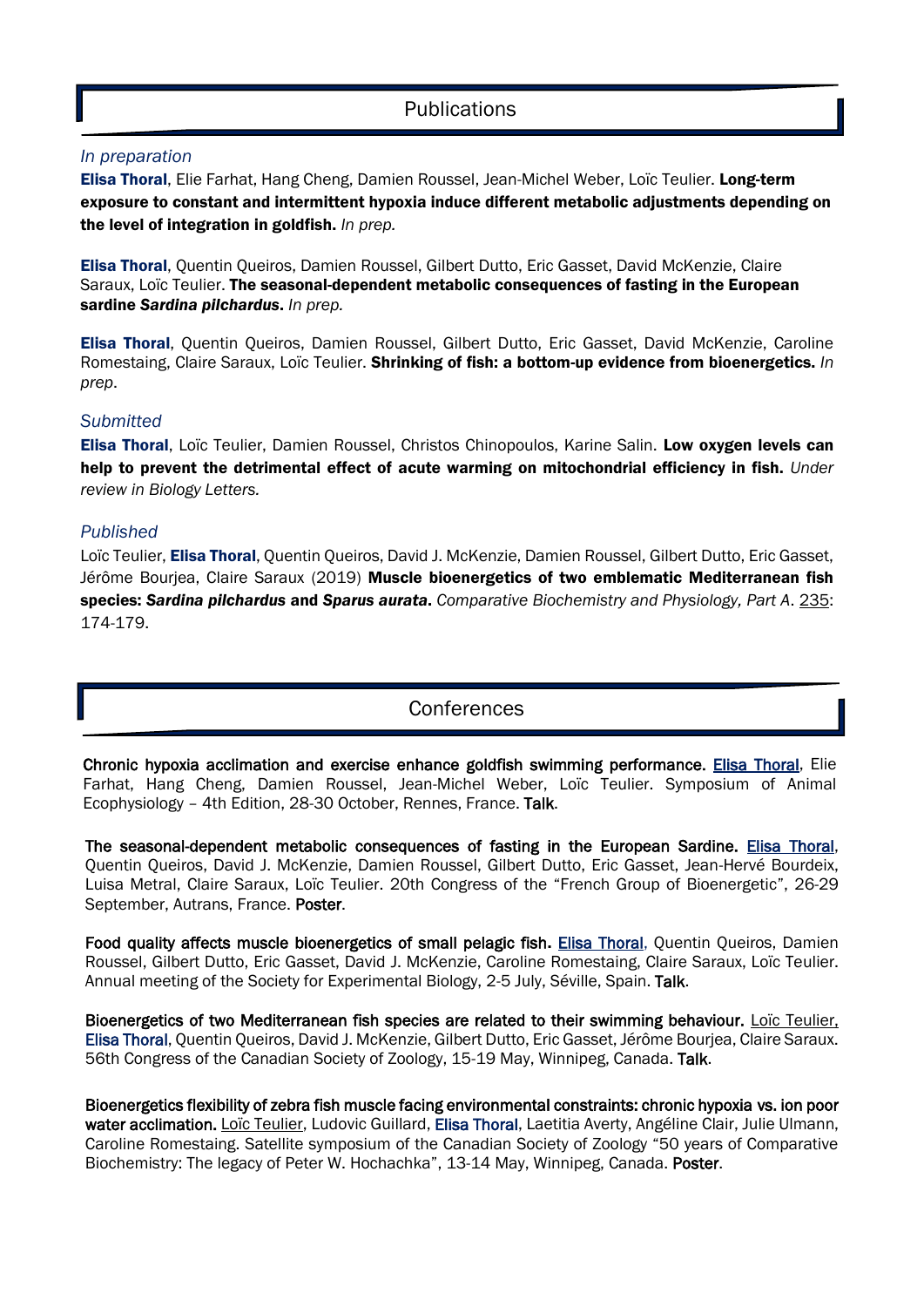## Publications

*In preparation*

**Elisa Thoral**, Elie Farhat, Hang Cheng, Damien Roussel, Jean-Michel Weber, Loïc Teulier. **Long-term exposure to constant and intermittent hypoxia induce different metabolic adjustments depending on the level of integration in goldfish.** *In prep.*

**Elisa Thoral**, Quentin Queiros, Damien Roussel, Gilbert Dutto, Eric Gasset, David McKenzie, Claire Saraux, Loïc Teulier. **The seasonal-dependent metabolic consequences of fasting in the European sardine *Sardina pilchardus*.** *In prep.*

**Elisa Thoral**, Quentin Queiros, Damien Roussel, Gilbert Dutto, Eric Gasset, David McKenzie, Caroline Romestaing, Claire Saraux, Loïc Teulier. **Shrinking of fish: a bottom-up evidence from bioenergetics.** *In prep*.

*Submitted*

**Elisa Thoral**, Loïc Teulier, Damien Roussel, Christos Chinopoulos, Karine Salin. **Low oxygen levels can help to prevent the detrimental effect of acute warming on mitochondrial efficiency in fish.** *Under review in Biology Letters.*

*Published*

Loïc Teulier, **Elisa Thoral**, Quentin Queiros, David J. McKenzie, Damien Roussel, Gilbert Dutto, Eric Gasset, Jérôme Bourjea, Claire Saraux (2019) **Muscle bioenergetics of two emblematic Mediterranean fish species: *Sardina pilchardus* and *Sparus aurata*.** *Comparative Biochemistry and Physiology, Part A*. 235: 174-179.

## Conferences

**Chronic hypoxia acclimation and exercise enhance goldfish swimming performance.** Elisa Thoral, Elie Farhat, Hang Cheng, Damien Roussel, Jean-Michel Weber, Loïc Teulier. Symposium of Animal Ecophysiology – 4th Edition, 28-30 October, Rennes, France. **Talk**.

**The seasonal-dependent metabolic consequences of fasting in the European Sardine.** Elisa Thoral, Quentin Queiros, David J. McKenzie, Damien Roussel, Gilbert Dutto, Eric Gasset, Jean-Hervé Bourdeix, Luisa Metral, Claire Saraux, Loïc Teulier. 20th Congress of the "French Group of Bioenergetic", 26-29 September, Autrans, France. **Poster**.

**Food quality affects muscle bioenergetics of small pelagic fish.** Elisa Thoral, Quentin Queiros, Damien Roussel, Gilbert Dutto, Eric Gasset, David J. McKenzie, Caroline Romestaing, Claire Saraux, Loïc Teulier. Annual meeting of the Society for Experimental Biology, 2-5 July, Séville, Spain. **Talk**.

**Bioenergetics of two Mediterranean fish species are related to their swimming behaviour.** Loïc Teulier, Elisa Thoral, Quentin Queiros, David J. McKenzie, Gilbert Dutto, Eric Gasset, Jérôme Bourjea, Claire Saraux. 56th Congress of the Canadian Society of Zoology, 15-19 May, Winnipeg, Canada. **Talk**.

**Bioenergetics flexibility of zebra fish muscle facing environmental constraints: chronic hypoxia vs. ion poor water acclimation.** Loïc Teulier, Ludovic Guillard, Elisa Thoral, Laetitia Averty, Angéline Clair, Julie Ulmann, Caroline Romestaing. Satellite symposium of the Canadian Society of Zoology "50 years of Comparative Biochemistry: The legacy of Peter W. Hochachka", 13-14 May, Winnipeg, Canada. **Poster**.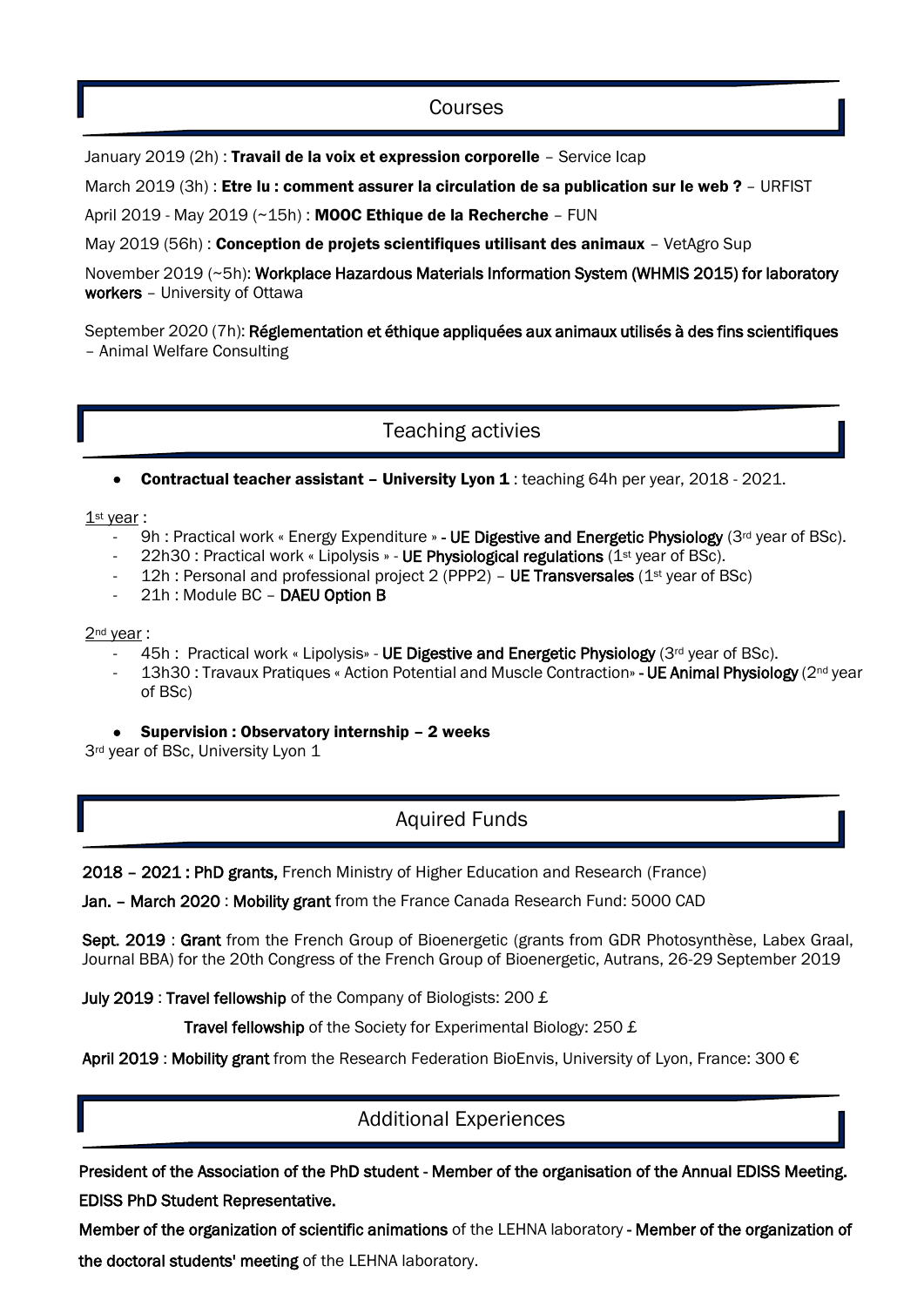## Courses

January 2019 (2h) : **Travail de la voix et expression corporelle** – Service Icap

March 2019 (3h) : **Etre lu : comment assurer la circulation de sa publication sur le web ?** – URFIST

April 2019 - May 2019 (~15h) : **MOOC Ethique de la Recherche** – FUN

May 2019 (56h) : **Conception de projets scientifiques utilisant des animaux** – VetAgro Sup

November 2019 (~5h): **Workplace Hazardous Materials Information System (WHMIS 2015) for laboratory workers** – University of Ottawa

September 2020 (7h): **Réglementation et éthique appliquées aux animaux utilisés à des fins scientifiques** – Animal Welfare Consulting

## Teaching activies

- **Contractual teacher assistant – University Lyon 1** : teaching 64h per year, 2018 - 2021.

1st year :

- 9h : Practical work « Energy Expenditure » - **UE Digestive and Energetic Physiology** (3rd year of BSc).
- 22h30 : Practical work « Lipolysis » - **UE Physiological regulations** (1st year of BSc).
- 12h : Personal and professional project 2 (PPP2) – **UE Transversales** (1st year of BSc)
- 21h : Module BC – **DAEU Option B**

2nd year :

- 45h : Practical work « Lipolysis» - **UE Digestive and Energetic Physiology** (3rd year of BSc).
- 13h30 : Travaux Pratiques « Action Potential and Muscle Contraction» - **UE Animal Physiology** (2nd year of BSc)

- **Supervision : Observatory internship – 2 weeks**

3rd year of BSc, University Lyon 1

## Aquired Funds

**2018 – 2021 : PhD grants,** French Ministry of Higher Education and Research (France)

**Jan. – March 2020** : **Mobility grant** from the France Canada Research Fund: 5000 CAD

**Sept. 2019** : **Grant** from the French Group of Bioenergetic (grants from GDR Photosynthèse, Labex Graal, Journal BBA) for the 20th Congress of the French Group of Bioenergetic, Autrans, 26-29 September 2019

**July 2019** : **Travel fellowship** of the Company of Biologists: 200 £

**Travel fellowship** of the Society for Experimental Biology: 250 £

**April 2019** : **Mobility grant** from the Research Federation BioEnvis, University of Lyon, France: 300 €

## Additional Experiences

**President of the Association of the PhD student - Member of the organisation of the Annual EDISS Meeting.**

**EDISS PhD Student Representative.**

**Member of the organization of scientific animations** of the LEHNA laboratory - **Member of the organization of the doctoral students' meeting** of the LEHNA laboratory.